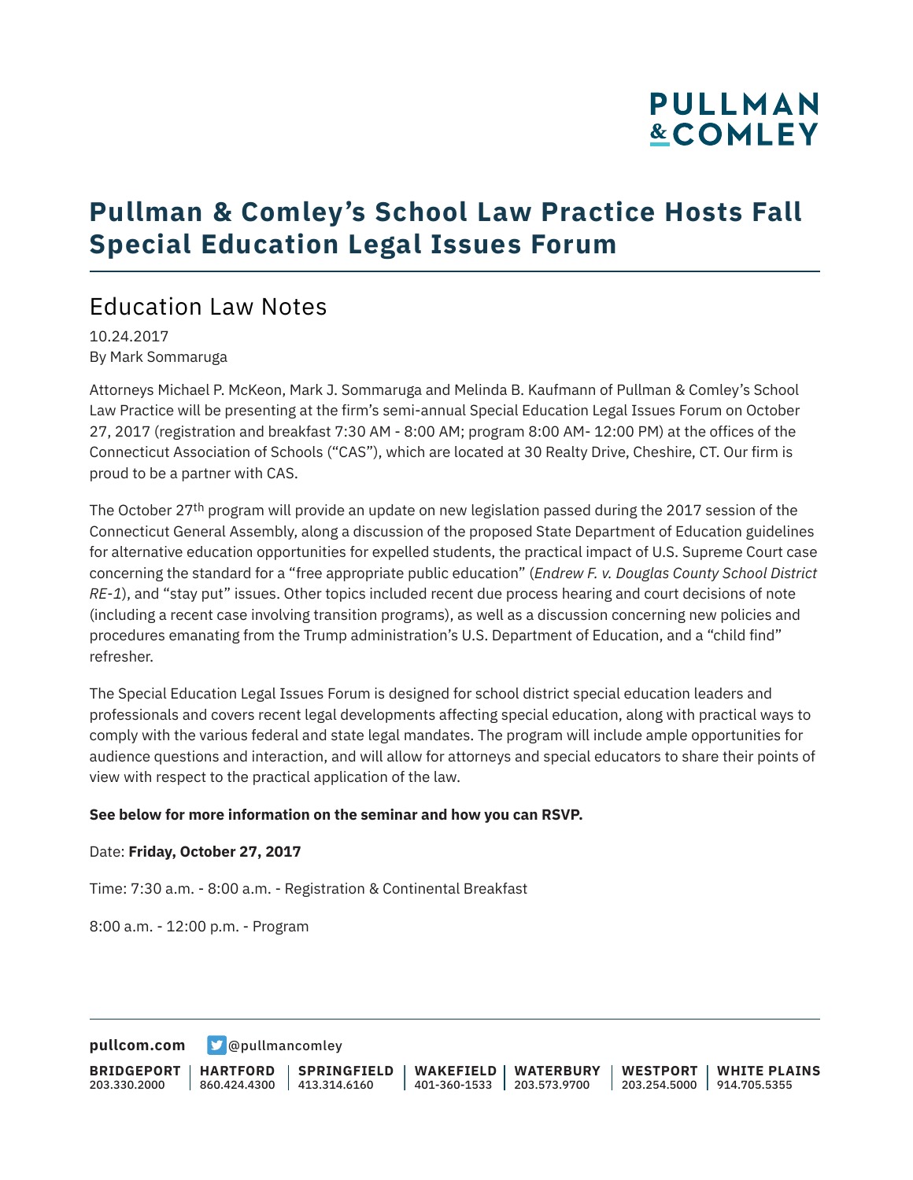# Pullman & Comley's School Law Practice Hosts Fall Special Education Legal Issues Forum

## Education Law Notes

10.24.2017
By Mark Sommaruga

Attorneys Michael P. McKeon, Mark J. Sommaruga and Melinda B. Kaufmann of Pullman & Comley's School Law Practice will be presenting at the firm's semi-annual Special Education Legal Issues Forum on October 27, 2017 (registration and breakfast 7:30 AM - 8:00 AM; program 8:00 AM- 12:00 PM) at the offices of the Connecticut Association of Schools ("CAS"), which are located at 30 Realty Drive, Cheshire, CT. Our firm is proud to be a partner with CAS.

The October 27th program will provide an update on new legislation passed during the 2017 session of the Connecticut General Assembly, along a discussion of the proposed State Department of Education guidelines for alternative education opportunities for expelled students, the practical impact of U.S. Supreme Court case concerning the standard for a "free appropriate public education" (*Endrew F. v. Douglas County School District RE-1*), and "stay put" issues. Other topics included recent due process hearing and court decisions of note (including a recent case involving transition programs), as well as a discussion concerning new policies and procedures emanating from the Trump administration's U.S. Department of Education, and a "child find" refresher.

The Special Education Legal Issues Forum is designed for school district special education leaders and professionals and covers recent legal developments affecting special education, along with practical ways to comply with the various federal and state legal mandates. The program will include ample opportunities for audience questions and interaction, and will allow for attorneys and special educators to share their points of view with respect to the practical application of the law.

**See below for more information on the seminar and how you can RSVP.**

Date: **Friday, October 27, 2017**

Time: 7:30 a.m. - 8:00 a.m. - Registration & Continental Breakfast

8:00 a.m. - 12:00 p.m. - Program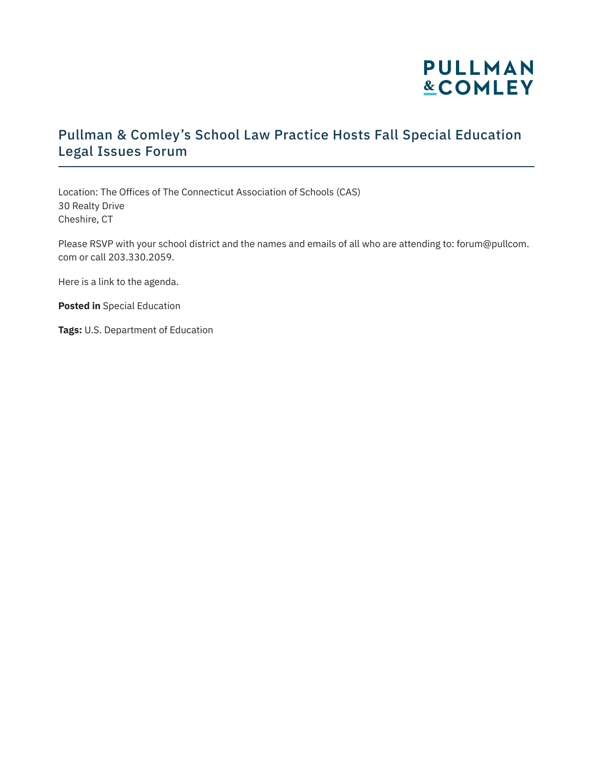## Pullman & Comley's School Law Practice Hosts Fall Special Education Legal Issues Forum

Location: The Offices of The Connecticut Association of Schools (CAS)
30 Realty Drive
Cheshire, CT

Please RSVP with your school district and the names and emails of all who are attending to: forum@pullcom.com or call 203.330.2059.

Here is a link to the agenda.

**Posted in** Special Education

**Tags:** U.S. Department of Education